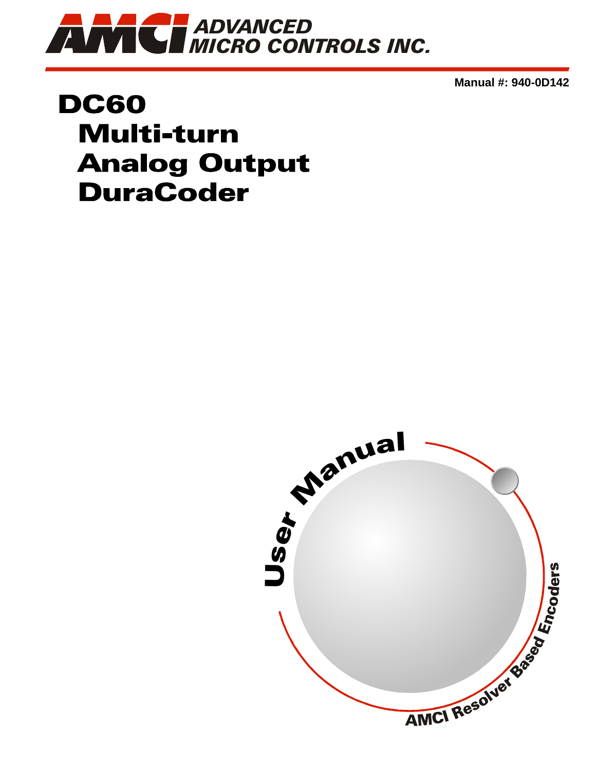AMCI ADVANCED MICRO CONTROLS INC.

**Manual #: 940-0D142**

# DC60
# Multi-turn
# Analog Output
# DuraCoder

User Manual

AMCI Resolver Based Encoders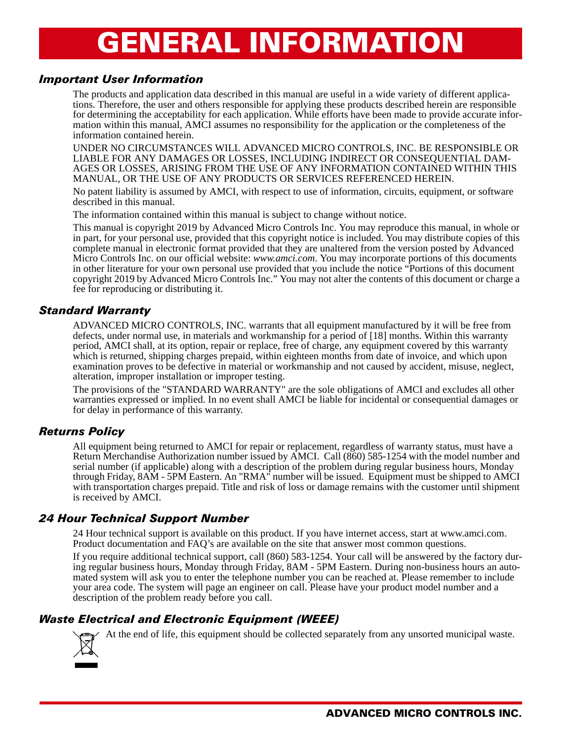# GENERAL INFORMATION

## *Important User Information*

The products and application data described in this manual are useful in a wide variety of different applications. Therefore, the user and others responsible for applying these products described herein are responsible for determining the acceptability for each application. While efforts have been made to provide accurate information within this manual, AMCI assumes no responsibility for the application or the completeness of the information contained herein.

UNDER NO CIRCUMSTANCES WILL ADVANCED MICRO CONTROLS, INC. BE RESPONSIBLE OR LIABLE FOR ANY DAMAGES OR LOSSES, INCLUDING INDIRECT OR CONSEQUENTIAL DAMAGES OR LOSSES, ARISING FROM THE USE OF ANY INFORMATION CONTAINED WITHIN THIS MANUAL, OR THE USE OF ANY PRODUCTS OR SERVICES REFERENCED HEREIN.

No patent liability is assumed by AMCI, with respect to use of information, circuits, equipment, or software described in this manual.

The information contained within this manual is subject to change without notice.

This manual is copyright 2019 by Advanced Micro Controls Inc. You may reproduce this manual, in whole or in part, for your personal use, provided that this copyright notice is included. You may distribute copies of this complete manual in electronic format provided that they are unaltered from the version posted by Advanced Micro Controls Inc. on our official website: *www.amci.com*. You may incorporate portions of this documents in other literature for your own personal use provided that you include the notice "Portions of this document copyright 2019 by Advanced Micro Controls Inc." You may not alter the contents of this document or charge a fee for reproducing or distributing it.

## *Standard Warranty*

ADVANCED MICRO CONTROLS, INC. warrants that all equipment manufactured by it will be free from defects, under normal use, in materials and workmanship for a period of [18] months. Within this warranty period, AMCI shall, at its option, repair or replace, free of charge, any equipment covered by this warranty which is returned, shipping charges prepaid, within eighteen months from date of invoice, and which upon examination proves to be defective in material or workmanship and not caused by accident, misuse, neglect, alteration, improper installation or improper testing.

The provisions of the "STANDARD WARRANTY" are the sole obligations of AMCI and excludes all other warranties expressed or implied. In no event shall AMCI be liable for incidental or consequential damages or for delay in performance of this warranty.

## *Returns Policy*

All equipment being returned to AMCI for repair or replacement, regardless of warranty status, must have a Return Merchandise Authorization number issued by AMCI. Call (860) 585-1254 with the model number and serial number (if applicable) along with a description of the problem during regular business hours, Monday through Friday, 8AM - 5PM Eastern. An "RMA" number will be issued. Equipment must be shipped to AMCI with transportation charges prepaid. Title and risk of loss or damage remains with the customer until shipment is received by AMCI.

## *24 Hour Technical Support Number*

24 Hour technical support is available on this product. If you have internet access, start at www.amci.com. Product documentation and FAQ's are available on the site that answer most common questions.

If you require additional technical support, call (860) 583-1254. Your call will be answered by the factory during regular business hours, Monday through Friday, 8AM - 5PM Eastern. During non-business hours an automated system will ask you to enter the telephone number you can be reached at. Please remember to include your area code. The system will page an engineer on call. Please have your product model number and a description of the problem ready before you call.

## *Waste Electrical and Electronic Equipment (WEEE)*

At the end of life, this equipment should be collected separately from any unsorted municipal waste.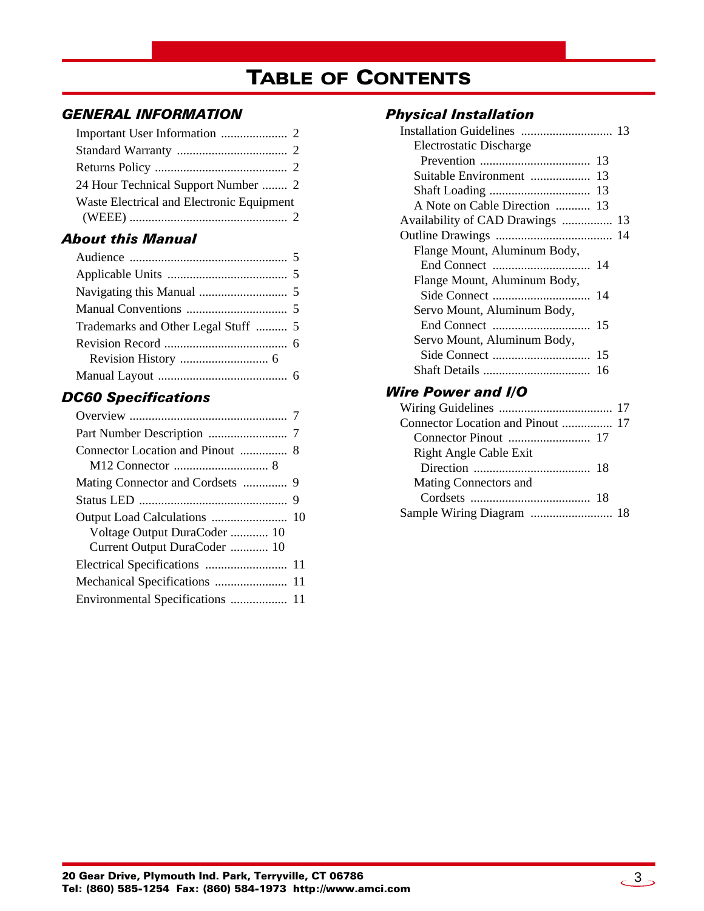# TABLE OF CONTENTS

## GENERAL INFORMATION

- Important User Information ..................... 2
- Standard Warranty ................................... 2
- Returns Policy .......................................... 2
- 24 Hour Technical Support Number ........ 2
- Waste Electrical and Electronic Equipment (WEEE) .................................................. 2

## About this Manual

- Audience .................................................. 5
- Applicable Units ...................................... 5
- Navigating this Manual ............................ 5
- Manual Conventions ................................ 5
- Trademarks and Other Legal Stuff .......... 5
- Revision Record ....................................... 6
  - Revision History ............................ 6
- Manual Layout ......................................... 6

## DC60 Specifications

- Overview .................................................. 7
- Part Number Description ......................... 7
- Connector Location and Pinout ............... 8
  - M12 Connector .............................. 8
- Mating Connector and Cordsets .............. 9
- Status LED ............................................... 9
- Output Load Calculations ........................ 10
  - Voltage Output DuraCoder ............ 10
  - Current Output DuraCoder ............ 10
- Electrical Specifications .......................... 11
- Mechanical Specifications ....................... 11
- Environmental Specifications .................. 11

## Physical Installation

- Installation Guidelines ............................. 13
  - Electrostatic Discharge Prevention ................................... 13
  - Suitable Environment ................... 13
  - Shaft Loading ................................ 13
  - A Note on Cable Direction ........... 13
- Availability of CAD Drawings ................ 13
- Outline Drawings ..................................... 14
  - Flange Mount, Aluminum Body, End Connect ............................... 14
  - Flange Mount, Aluminum Body, Side Connect ............................... 14
  - Servo Mount, Aluminum Body, End Connect ............................... 15
  - Servo Mount, Aluminum Body, Side Connect ............................... 15
  - Shaft Details .................................. 16

## Wire Power and I/O

- Wiring Guidelines .................................... 17
- Connector Location and Pinout ................ 17
  - Connector Pinout .......................... 17
  - Right Angle Cable Exit Direction ..................................... 18
  - Mating Connectors and Cordsets ...................................... 18
- Sample Wiring Diagram .......................... 18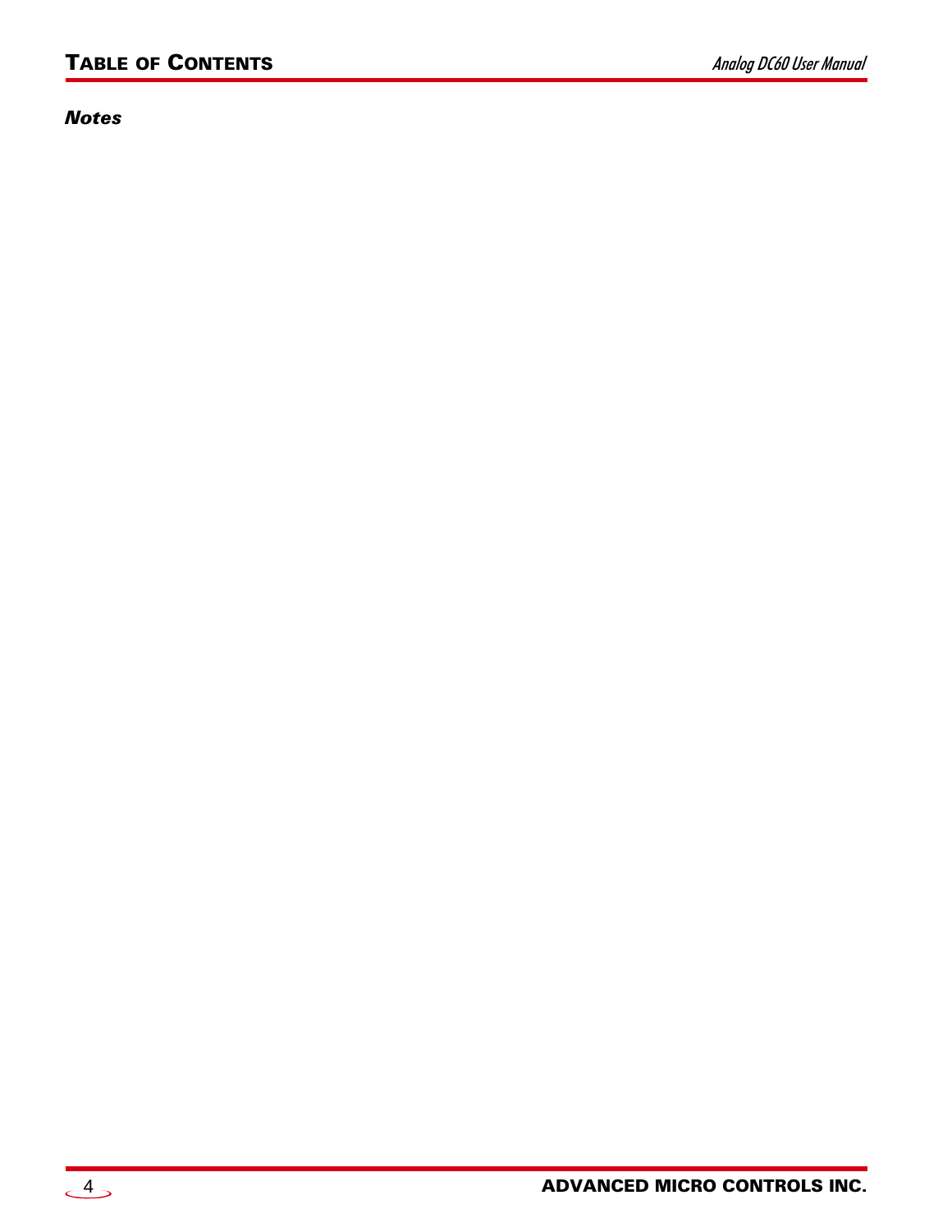*Notes*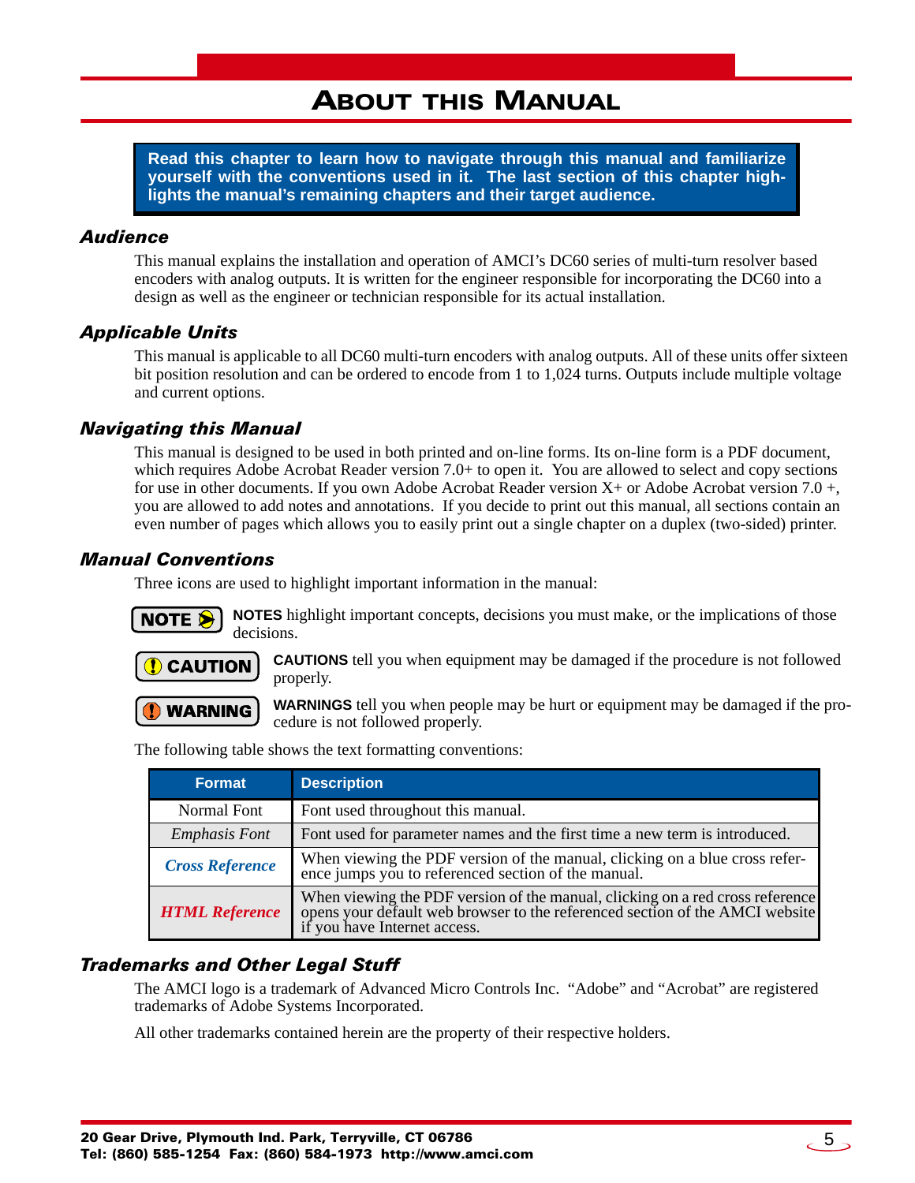# About this Manual

**Read this chapter to learn how to navigate through this manual and familiarize yourself with the conventions used in it. The last section of this chapter highlights the manual's remaining chapters and their target audience.**

### *Audience*

This manual explains the installation and operation of AMCI's DC60 series of multi-turn resolver based encoders with analog outputs. It is written for the engineer responsible for incorporating the DC60 into a design as well as the engineer or technician responsible for its actual installation.

### *Applicable Units*

This manual is applicable to all DC60 multi-turn encoders with analog outputs. All of these units offer sixteen bit position resolution and can be ordered to encode from 1 to 1,024 turns. Outputs include multiple voltage and current options.

### *Navigating this Manual*

This manual is designed to be used in both printed and on-line forms. Its on-line form is a PDF document, which requires Adobe Acrobat Reader version 7.0+ to open it. You are allowed to select and copy sections for use in other documents. If you own Adobe Acrobat Reader version X+ or Adobe Acrobat version 7.0 +, you are allowed to add notes and annotations. If you decide to print out this manual, all sections contain an even number of pages which allows you to easily print out a single chapter on a duplex (two-sided) printer.

### *Manual Conventions*

Three icons are used to highlight important information in the manual:

**NOTE** — **NOTES** highlight important concepts, decisions you must make, or the implications of those decisions.

**CAUTION** — **CAUTIONS** tell you when equipment may be damaged if the procedure is not followed properly.

**WARNING** — **WARNINGS** tell you when people may be hurt or equipment may be damaged if the procedure is not followed properly.

The following table shows the text formatting conventions:

| Format | Description |
|---|---|
| Normal Font | Font used throughout this manual. |
| *Emphasis Font* | Font used for parameter names and the first time a new term is introduced. |
| ***Cross Reference*** | When viewing the PDF version of the manual, clicking on a blue cross reference jumps you to referenced section of the manual. |
| ***HTML Reference*** | When viewing the PDF version of the manual, clicking on a red cross reference opens your default web browser to the referenced section of the AMCI website if you have Internet access. |

### *Trademarks and Other Legal Stuff*

The AMCI logo is a trademark of Advanced Micro Controls Inc. "Adobe" and "Acrobat" are registered trademarks of Adobe Systems Incorporated.

All other trademarks contained herein are the property of their respective holders.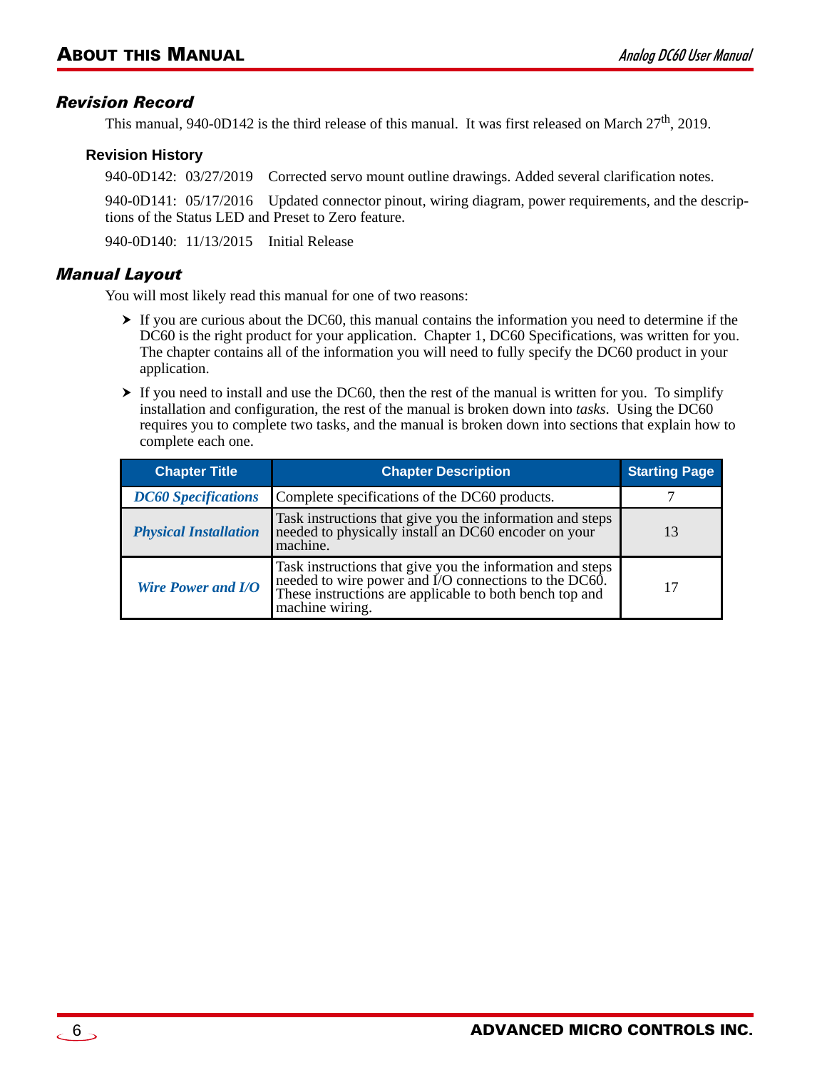## Revision Record

This manual, 940-0D142 is the third release of this manual. It was first released on March 27th, 2019.

### Revision History

940-0D142: 03/27/2019 Corrected servo mount outline drawings. Added several clarification notes.

940-0D141: 05/17/2016 Updated connector pinout, wiring diagram, power requirements, and the descriptions of the Status LED and Preset to Zero feature.

940-0D140: 11/13/2015 Initial Release

## Manual Layout

You will most likely read this manual for one of two reasons:

- If you are curious about the DC60, this manual contains the information you need to determine if the DC60 is the right product for your application. Chapter 1, DC60 Specifications, was written for you. The chapter contains all of the information you will need to fully specify the DC60 product in your application.
- If you need to install and use the DC60, then the rest of the manual is written for you. To simplify installation and configuration, the rest of the manual is broken down into *tasks*. Using the DC60 requires you to complete two tasks, and the manual is broken down into sections that explain how to complete each one.

| Chapter Title | Chapter Description | Starting Page |
|---|---|---|
| ***DC60 Specifications*** | Complete specifications of the DC60 products. | 7 |
| ***Physical Installation*** | Task instructions that give you the information and steps needed to physically install an DC60 encoder on your machine. | 13 |
| ***Wire Power and I/O*** | Task instructions that give you the information and steps needed to wire power and I/O connections to the DC60. These instructions are applicable to both bench top and machine wiring. | 17 |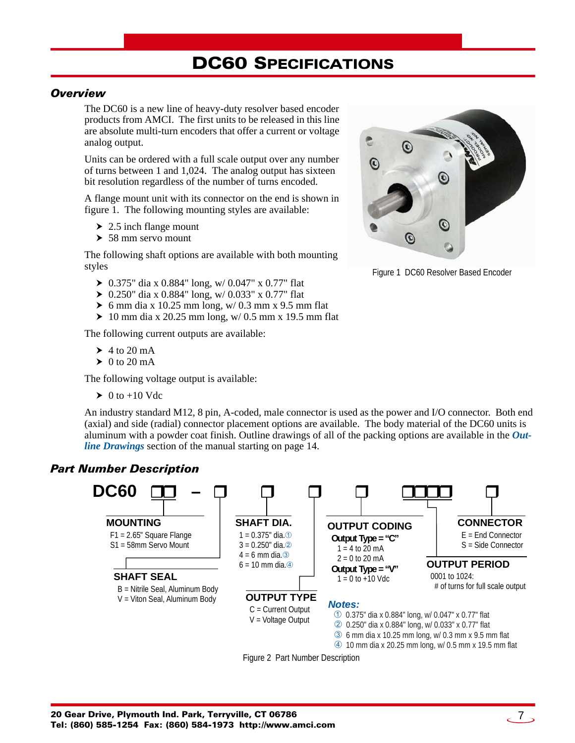# DC60 Specifications

### *Overview*

The DC60 is a new line of heavy-duty resolver based encoder products from AMCI. The first units to be released in this line are absolute multi-turn encoders that offer a current or voltage analog output.

Units can be ordered with a full scale output over any number of turns between 1 and 1,024. The analog output has sixteen bit resolution regardless of the number of turns encoded.

A flange mount unit with its connector on the end is shown in figure 1. The following mounting styles are available:

- 2.5 inch flange mount
- 58 mm servo mount

The following shaft options are available with both mounting styles

- 0.375" dia x 0.884" long, w/ 0.047" x 0.77" flat
- 0.250" dia x 0.884" long, w/ 0.033" x 0.77" flat
- 6 mm dia x 10.25 mm long, w/ 0.3 mm x 9.5 mm flat
- 10 mm dia x 20.25 mm long, w/ 0.5 mm x 19.5 mm flat

Figure 1 DC60 Resolver Based Encoder

The following current outputs are available:

- 4 to 20 mA
- 0 to 20 mA

The following voltage output is available:

- 0 to +10 Vdc

An industry standard M12, 8 pin, A-coded, male connector is used as the power and I/O connector. Both end (axial) and side (radial) connector placement options are available. The body material of the DC60 units is aluminum with a powder coat finish. Outline drawings of all of the packing options are available in the ***Outline Drawings*** section of the manual starting on page 14.

### *Part Number Description*

**DC60 □□ – □ □ □ □ □□□□ □**

**MOUNTING**
- F1 = 2.65" Square Flange
- S1 = 58mm Servo Mount

**SHAFT SEAL**
- B = Nitrile Seal, Aluminum Body
- V = Viton Seal, Aluminum Body

**SHAFT DIA.**
- 1 = 0.375" dia.①
- 3 = 0.250" dia.②
- 4 = 6 mm dia.③
- 6 = 10 mm dia.④

**OUTPUT TYPE**
- C = Current Output
- V = Voltage Output

**OUTPUT CODING**

**Output Type = "C"**
- 1 = 4 to 20 mA
- 2 = 0 to 20 mA

**Output Type = "V"**
- 1 = 0 to +10 Vdc

**OUTPUT PERIOD**

0001 to 1024:
# of turns for full scale output

**CONNECTOR**
- E = End Connector
- S = Side Connector

***Notes:***

① 0.375" dia x 0.884" long, w/ 0.047" x 0.77" flat
② 0.250" dia x 0.884" long, w/ 0.033" x 0.77" flat
③ 6 mm dia x 10.25 mm long, w/ 0.3 mm x 9.5 mm flat
④ 10 mm dia x 20.25 mm long, w/ 0.5 mm x 19.5 mm flat

Figure 2 Part Number Description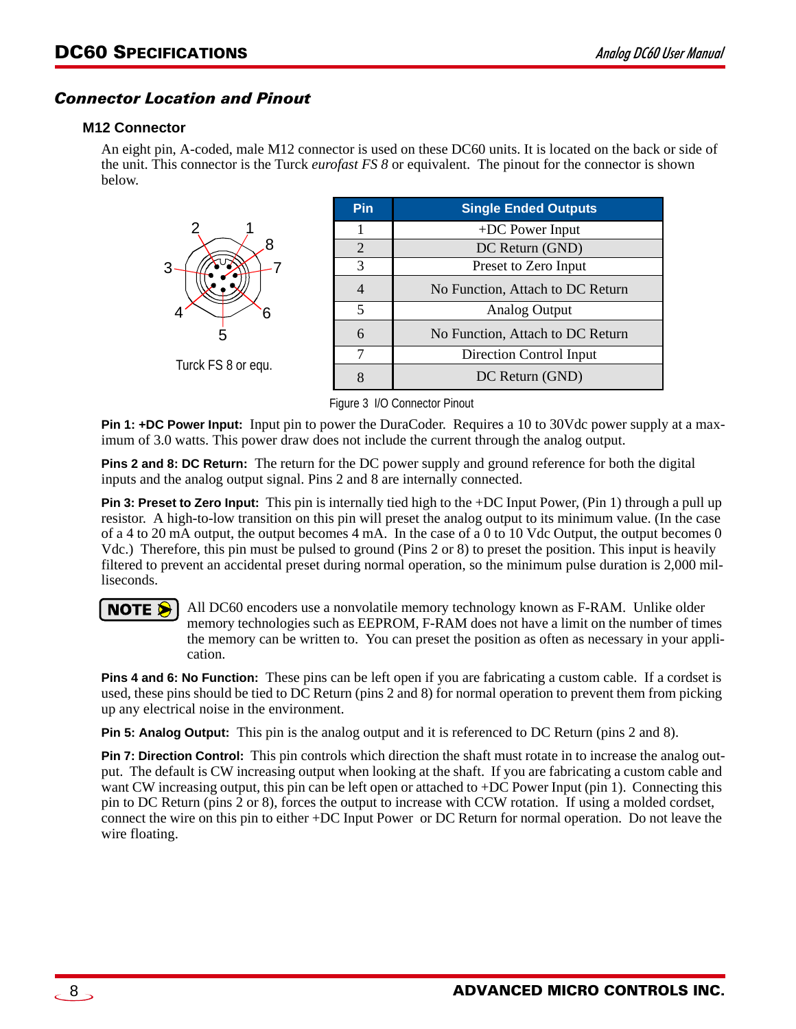## Connector Location and Pinout

### M12 Connector

An eight pin, A-coded, male M12 connector is used on these DC60 units. It is located on the back or side of the unit. This connector is the Turck *eurofast FS 8* or equivalent. The pinout for the connector is shown below.

Turck FS 8 or equ.

| Pin | Single Ended Outputs |
|---|---|
| 1 | +DC Power Input |
| 2 | DC Return (GND) |
| 3 | Preset to Zero Input |
| 4 | No Function, Attach to DC Return |
| 5 | Analog Output |
| 6 | No Function, Attach to DC Return |
| 7 | Direction Control Input |
| 8 | DC Return (GND) |

Figure 3 I/O Connector Pinout

**Pin 1: +DC Power Input:** Input pin to power the DuraCoder. Requires a 10 to 30Vdc power supply at a maximum of 3.0 watts. This power draw does not include the current through the analog output.

**Pins 2 and 8: DC Return:** The return for the DC power supply and ground reference for both the digital inputs and the analog output signal. Pins 2 and 8 are internally connected.

**Pin 3: Preset to Zero Input:** This pin is internally tied high to the +DC Input Power, (Pin 1) through a pull up resistor. A high-to-low transition on this pin will preset the analog output to its minimum value. (In the case of a 4 to 20 mA output, the output becomes 4 mA. In the case of a 0 to 10 Vdc Output, the output becomes 0 Vdc.) Therefore, this pin must be pulsed to ground (Pins 2 or 8) to preset the position. This input is heavily filtered to prevent an accidental preset during normal operation, so the minimum pulse duration is 2,000 milliseconds.

**NOTE** All DC60 encoders use a nonvolatile memory technology known as F-RAM. Unlike older memory technologies such as EEPROM, F-RAM does not have a limit on the number of times the memory can be written to. You can preset the position as often as necessary in your application.

**Pins 4 and 6: No Function:** These pins can be left open if you are fabricating a custom cable. If a cordset is used, these pins should be tied to DC Return (pins 2 and 8) for normal operation to prevent them from picking up any electrical noise in the environment.

**Pin 5: Analog Output:** This pin is the analog output and it is referenced to DC Return (pins 2 and 8).

**Pin 7: Direction Control:** This pin controls which direction the shaft must rotate in to increase the analog output. The default is CW increasing output when looking at the shaft. If you are fabricating a custom cable and want CW increasing output, this pin can be left open or attached to +DC Power Input (pin 1). Connecting this pin to DC Return (pins 2 or 8), forces the output to increase with CCW rotation. If using a molded cordset, connect the wire on this pin to either +DC Input Power or DC Return for normal operation. Do not leave the wire floating.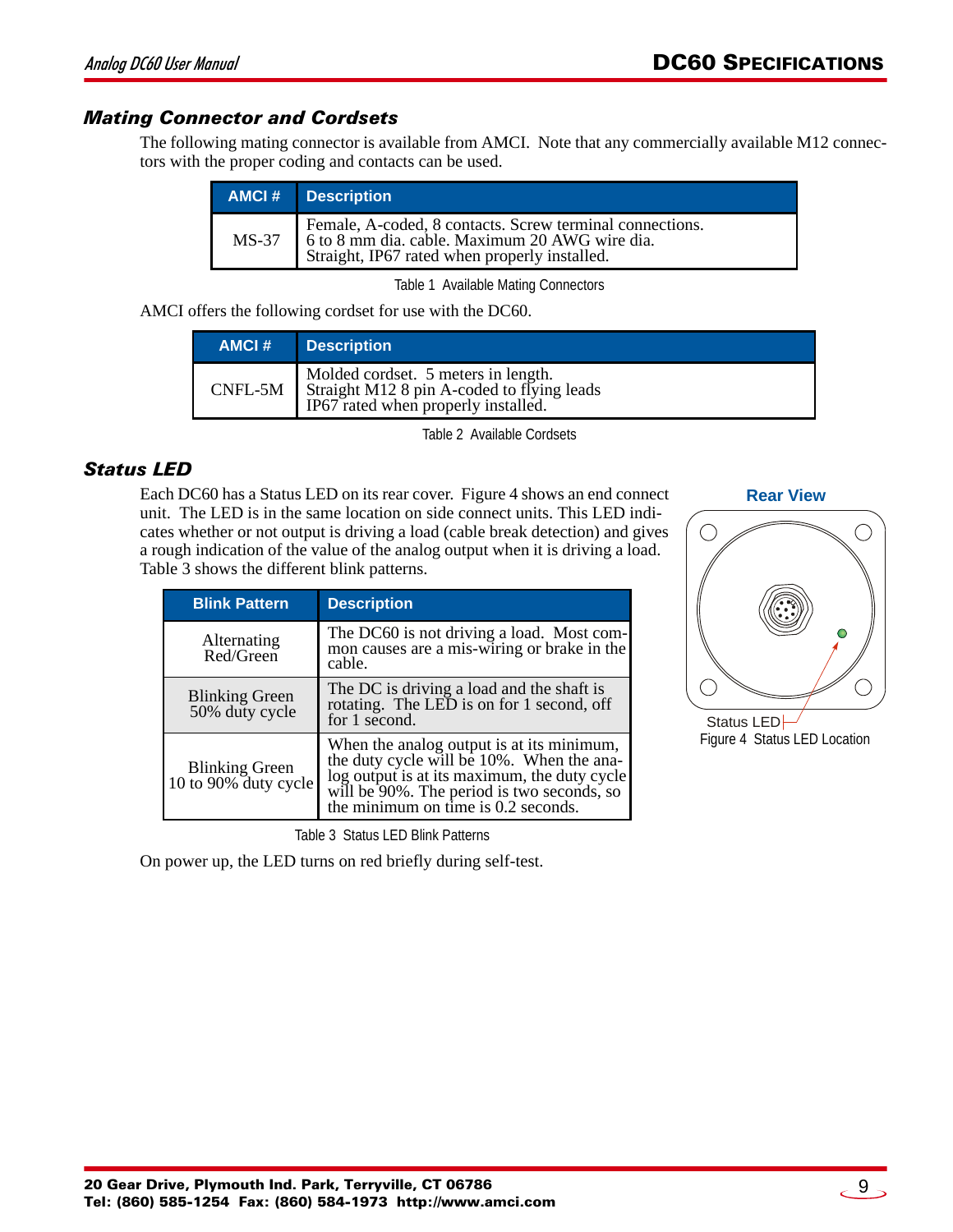## Mating Connector and Cordsets

The following mating connector is available from AMCI. Note that any commercially available M12 connectors with the proper coding and contacts can be used.

| AMCI # | Description |
|---|---|
| MS-37 | Female, A-coded, 8 contacts. Screw terminal connections. 6 to 8 mm dia. cable. Maximum 20 AWG wire dia. Straight, IP67 rated when properly installed. |

Table 1 Available Mating Connectors

AMCI offers the following cordset for use with the DC60.

| AMCI # | Description |
|---|---|
| CNFL-5M | Molded cordset. 5 meters in length. Straight M12 8 pin A-coded to flying leads IP67 rated when properly installed. |

Table 2 Available Cordsets

## Status LED

Each DC60 has a Status LED on its rear cover. Figure 4 shows an end connect unit. The LED is in the same location on side connect units. This LED indicates whether or not output is driving a load (cable break detection) and gives a rough indication of the value of the analog output when it is driving a load. Table 3 shows the different blink patterns.

| Blink Pattern | Description |
|---|---|
| Alternating Red/Green | The DC60 is not driving a load. Most common causes are a mis-wiring or brake in the cable. |
| Blinking Green 50% duty cycle | The DC is driving a load and the shaft is rotating. The LED is on for 1 second, off for 1 second. |
| Blinking Green 10 to 90% duty cycle | When the analog output is at its minimum, the duty cycle will be 10%. When the analog output is at its maximum, the duty cycle will be 90%. The period is two seconds, so the minimum on time is 0.2 seconds. |

Table 3 Status LED Blink Patterns

Rear View

Status LED

Figure 4 Status LED Location

On power up, the LED turns on red briefly during self-test.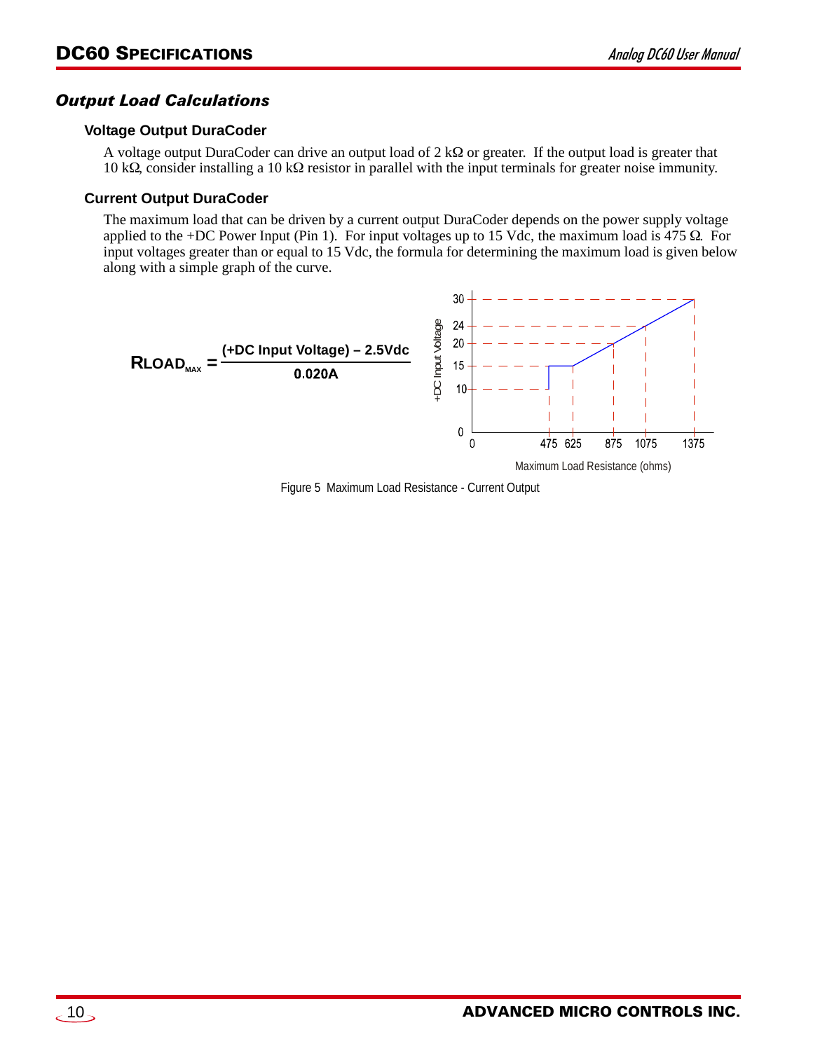## Output Load Calculations

### Voltage Output DuraCoder

A voltage output DuraCoder can drive an output load of 2 kΩ or greater. If the output load is greater that 10 kΩ, consider installing a 10 kΩ resistor in parallel with the input terminals for greater noise immunity.

### Current Output DuraCoder

The maximum load that can be driven by a current output DuraCoder depends on the power supply voltage applied to the +DC Power Input (Pin 1). For input voltages up to 15 Vdc, the maximum load is 475 Ω. For input voltages greater than or equal to 15 Vdc, the formula for determining the maximum load is given below along with a simple graph of the curve.

$$RLOAD_{MAX} = \frac{(\text{+DC Input Voltage}) - 2.5\text{Vdc}}{0.020\text{A}}$$

Figure 5 Maximum Load Resistance - Current Output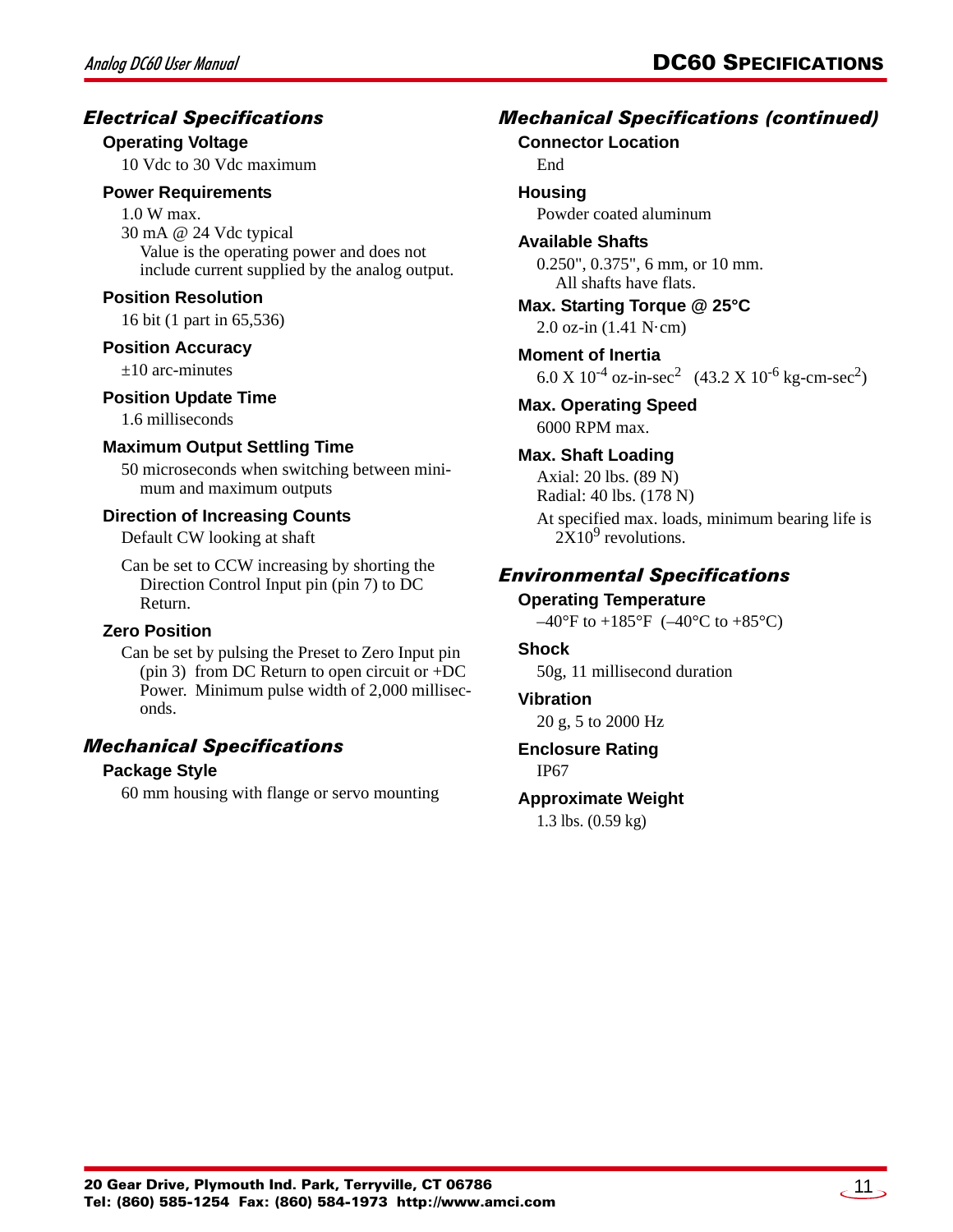## Electrical Specifications

### Operating Voltage

10 Vdc to 30 Vdc maximum

### Power Requirements

1.0 W max.
30 mA @ 24 Vdc typical
Value is the operating power and does not include current supplied by the analog output.

### Position Resolution

16 bit (1 part in 65,536)

### Position Accuracy

±10 arc-minutes

### Position Update Time

1.6 milliseconds

### Maximum Output Settling Time

50 microseconds when switching between minimum and maximum outputs

### Direction of Increasing Counts

Default CW looking at shaft

Can be set to CCW increasing by shorting the Direction Control Input pin (pin 7) to DC Return.

### Zero Position

Can be set by pulsing the Preset to Zero Input pin (pin 3) from DC Return to open circuit or +DC Power. Minimum pulse width of 2,000 milliseconds.

## Mechanical Specifications

### Package Style

60 mm housing with flange or servo mounting

## Mechanical Specifications (continued)

### Connector Location

End

### Housing

Powder coated aluminum

### Available Shafts

0.250", 0.375", 6 mm, or 10 mm.
All shafts have flats.

### Max. Starting Torque @ 25°C

2.0 oz-in (1.41 N·cm)

### Moment of Inertia

$6.0 \times 10^{-4}$ oz-in-sec$^2$ ($43.2 \times 10^{-6}$ kg-cm-sec$^2$)

### Max. Operating Speed

6000 RPM max.

### Max. Shaft Loading

Axial: 20 lbs. (89 N)
Radial: 40 lbs. (178 N)

At specified max. loads, minimum bearing life is $2 \times 10^9$ revolutions.

## Environmental Specifications

### Operating Temperature

–40°F to +185°F (–40°C to +85°C)

### Shock

50g, 11 millisecond duration

### Vibration

20 g, 5 to 2000 Hz

### Enclosure Rating

IP67

### Approximate Weight

1.3 lbs. (0.59 kg)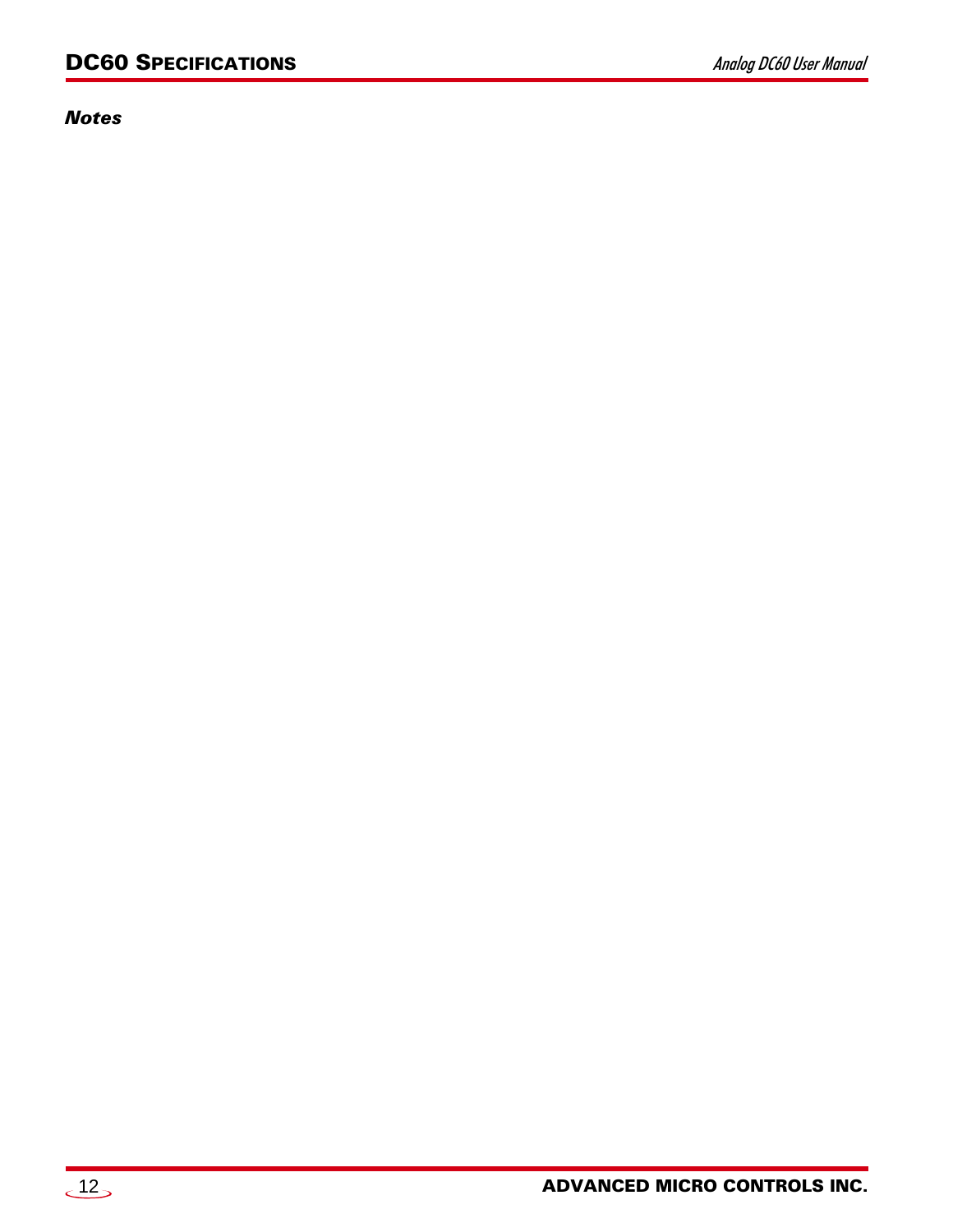*Notes*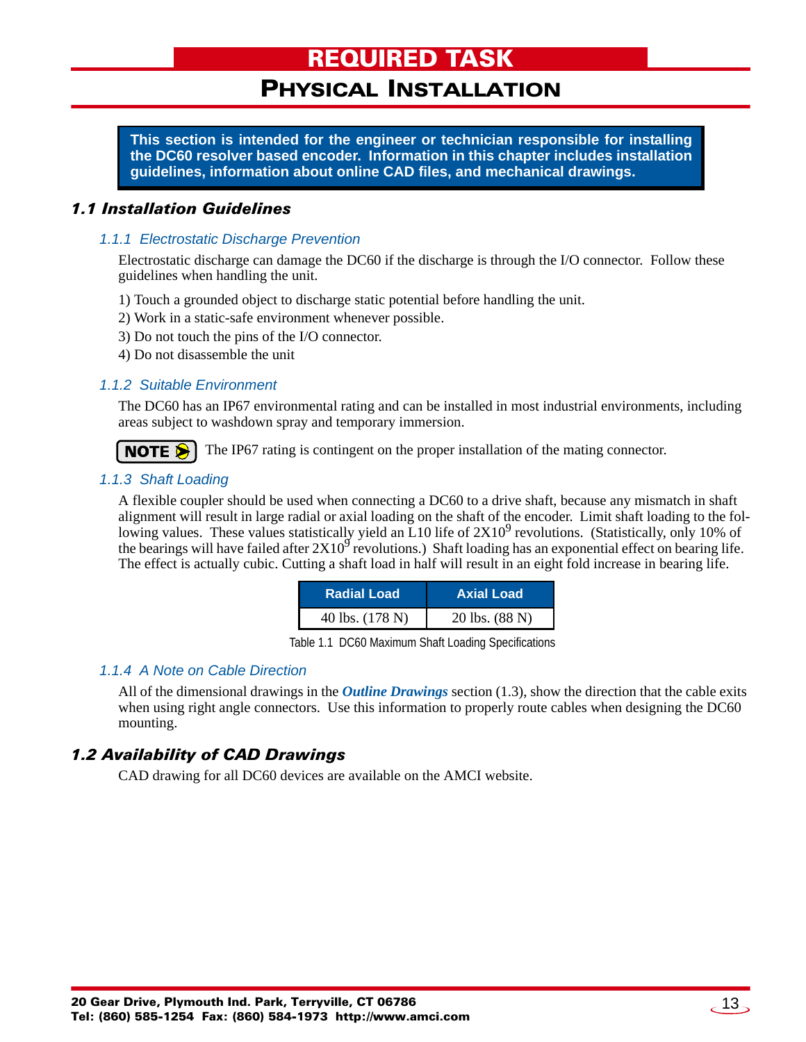# REQUIRED TASK

## PHYSICAL INSTALLATION

**This section is intended for the engineer or technician responsible for installing the DC60 resolver based encoder. Information in this chapter includes installation guidelines, information about online CAD files, and mechanical drawings.**

### *1.1 Installation Guidelines*

#### *1.1.1 Electrostatic Discharge Prevention*

Electrostatic discharge can damage the DC60 if the discharge is through the I/O connector. Follow these guidelines when handling the unit.

1) Touch a grounded object to discharge static potential before handling the unit.
2) Work in a static-safe environment whenever possible.
3) Do not touch the pins of the I/O connector.
4) Do not disassemble the unit

#### *1.1.2 Suitable Environment*

The DC60 has an IP67 environmental rating and can be installed in most industrial environments, including areas subject to washdown spray and temporary immersion.

**NOTE** The IP67 rating is contingent on the proper installation of the mating connector.

#### *1.1.3 Shaft Loading*

A flexible coupler should be used when connecting a DC60 to a drive shaft, because any mismatch in shaft alignment will result in large radial or axial loading on the shaft of the encoder. Limit shaft loading to the following values. These values statistically yield an L10 life of $2X10^9$ revolutions. (Statistically, only 10% of the bearings will have failed after $2X10^9$ revolutions.) Shaft loading has an exponential effect on bearing life. The effect is actually cubic. Cutting a shaft load in half will result in an eight fold increase in bearing life.

| Radial Load | Axial Load |
|---|---|
| 40 lbs. (178 N) | 20 lbs. (88 N) |

Table 1.1 DC60 Maximum Shaft Loading Specifications

#### *1.1.4 A Note on Cable Direction*

All of the dimensional drawings in the ***Outline Drawings*** section (1.3), show the direction that the cable exits when using right angle connectors. Use this information to properly route cables when designing the DC60 mounting.

### *1.2 Availability of CAD Drawings*

CAD drawing for all DC60 devices are available on the AMCI website.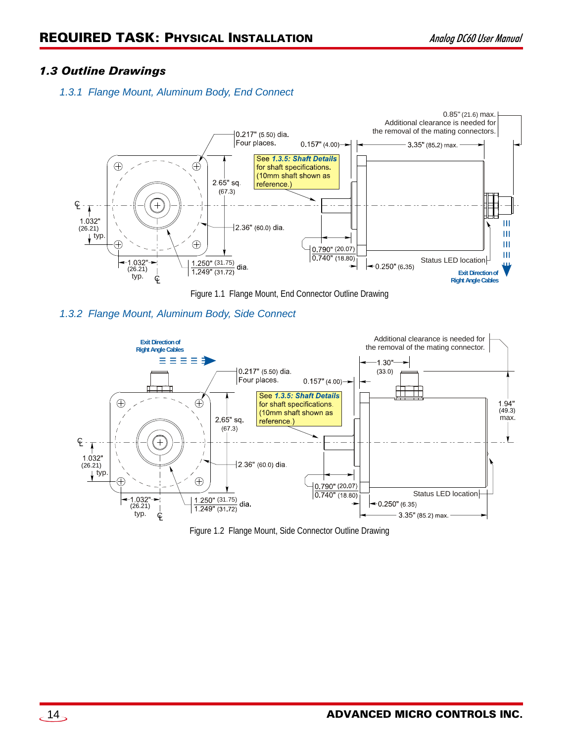## 1.3 Outline Drawings

### 1.3.1 Flange Mount, Aluminum Body, End Connect

Figure 1.1 Flange Mount, End Connector Outline Drawing

### 1.3.2 Flange Mount, Aluminum Body, Side Connect

Figure 1.2 Flange Mount, Side Connector Outline Drawing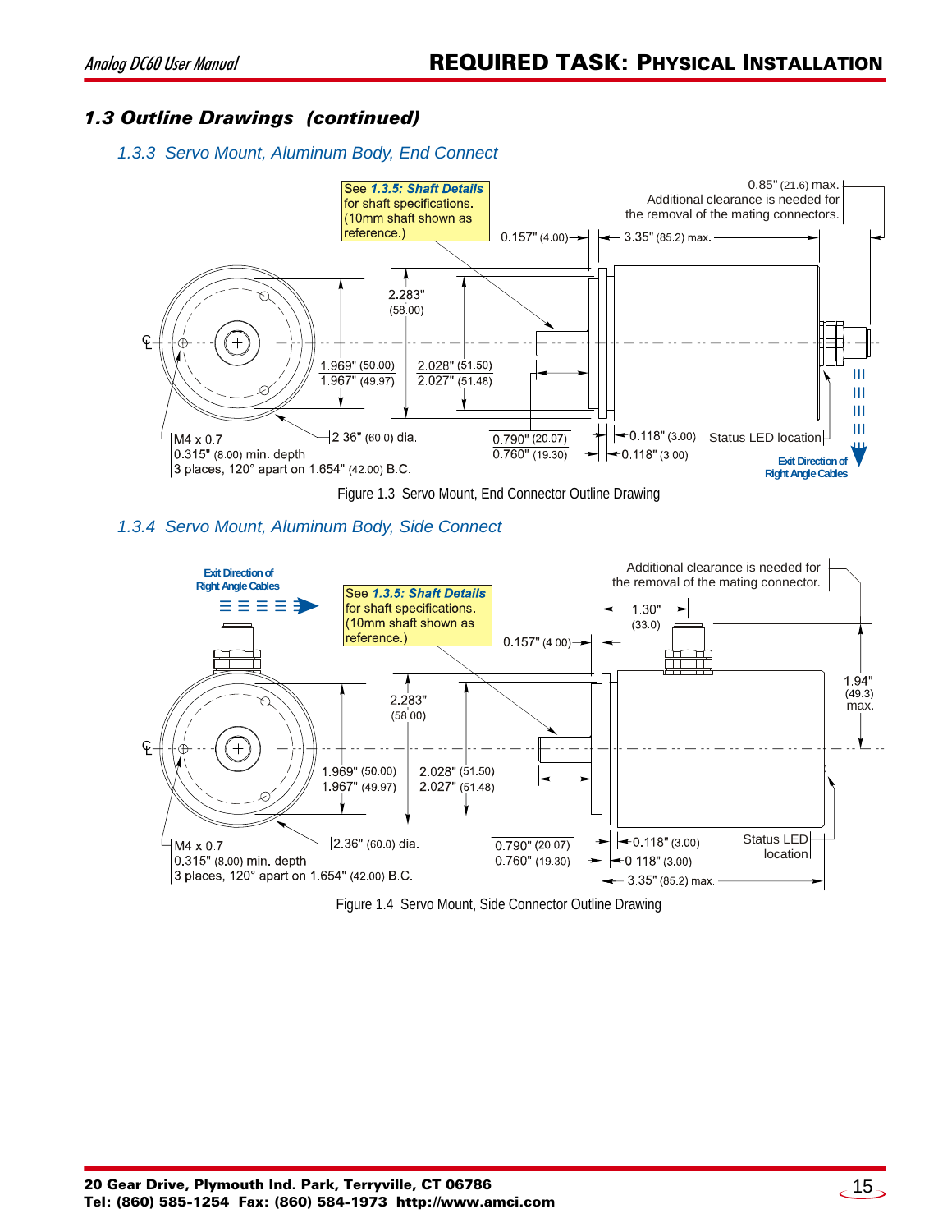## 1.3 Outline Drawings (continued)

### 1.3.3 Servo Mount, Aluminum Body, End Connect

See **1.3.5: Shaft Details** for shaft specifications. (10mm shaft shown as reference.)

0.85" (21.6) max. Additional clearance is needed for the removal of the mating connectors.

0.157" (4.00)

3.35" (85.2) max.

2.283" (58.00)

1.969" (50.00)
1.967" (49.97)

2.028" (51.50)
2.027" (51.48)

2.36" (60.0) dia.

M4 x 0.7
0.315" (8.00) min. depth
3 places, 120° apart on 1.654" (42.00) B.C.

0.790" (20.07)
0.760" (19.30)

0.118" (3.00)

0.118" (3.00)

Status LED location

Exit Direction of Right Angle Cables

Figure 1.3 Servo Mount, End Connector Outline Drawing

### 1.3.4 Servo Mount, Aluminum Body, Side Connect

Exit Direction of Right Angle Cables

See **1.3.5: Shaft Details** for shaft specifications. (10mm shaft shown as reference.)

Additional clearance is needed for the removal of the mating connector.

1.30" (33.0)

0.157" (4.00)

1.94" (49.3) max.

2.283" (58.00)

1.969" (50.00)
1.967" (49.97)

2.028" (51.50)
2.027" (51.48)

2.36" (60.0) dia.

M4 x 0.7
0.315" (8.00) min. depth
3 places, 120° apart on 1.654" (42.00) B.C.

0.790" (20.07)
0.760" (19.30)

0.118" (3.00)

0.118" (3.00)

3.35" (85.2) max.

Status LED location

Figure 1.4 Servo Mount, Side Connector Outline Drawing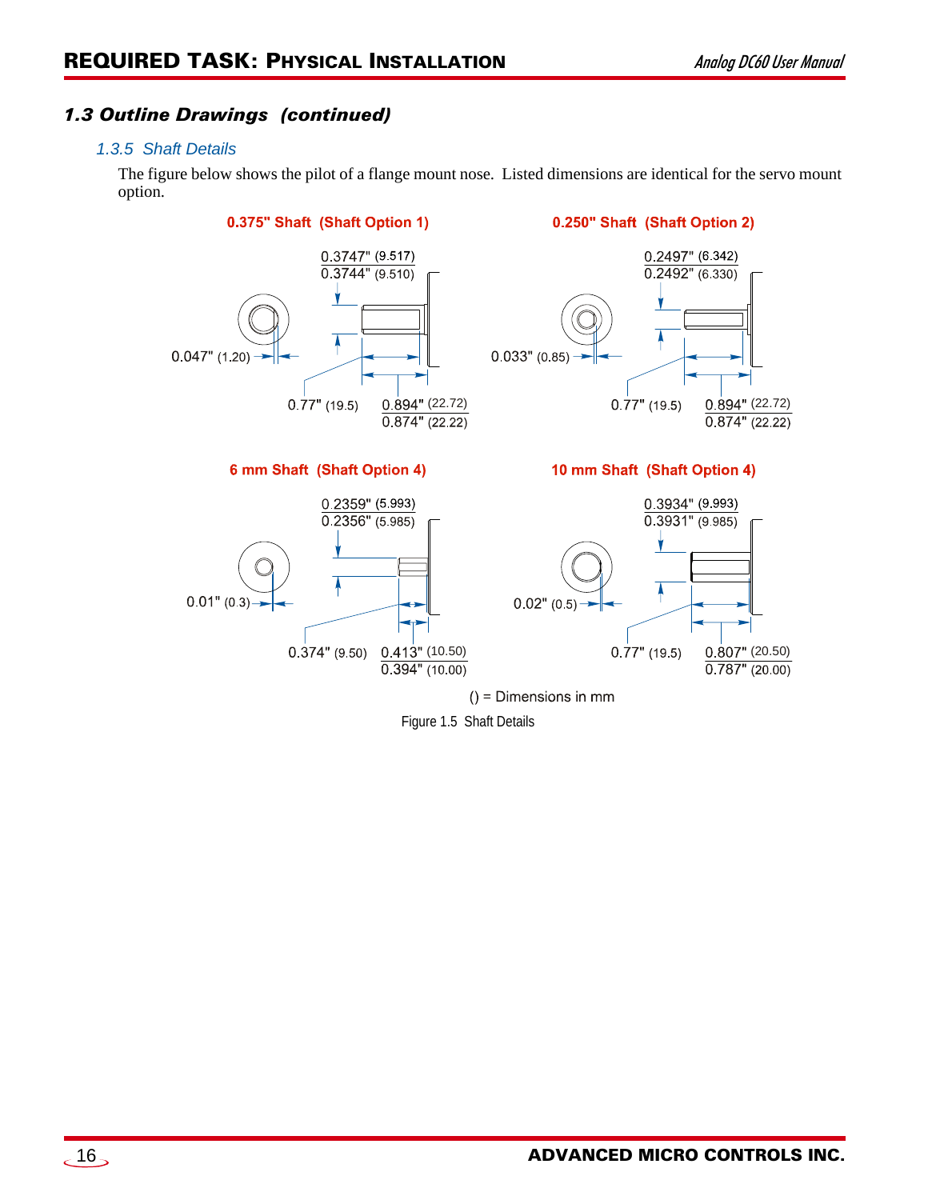## 1.3 Outline Drawings (continued)

### 1.3.5 Shaft Details

The figure below shows the pilot of a flange mount nose. Listed dimensions are identical for the servo mount option.

**0.375" Shaft (Shaft Option 1)**

0.3747" (9.517)
0.3744" (9.510)

0.047" (1.20)

0.77" (19.5)

0.894" (22.72)
0.874" (22.22)

**0.250" Shaft (Shaft Option 2)**

0.2497" (6.342)
0.2492" (6.330)

0.033" (0.85)

0.77" (19.5)

0.894" (22.72)
0.874" (22.22)

**6 mm Shaft (Shaft Option 4)**

0.2359" (5.993)
0.2356" (5.985)

0.01" (0.3)

0.374" (9.50)

0.413" (10.50)
0.394" (10.00)

**10 mm Shaft (Shaft Option 4)**

0.3934" (9.993)
0.3931" (9.985)

0.02" (0.5)

0.77" (19.5)

0.807" (20.50)
0.787" (20.00)

() = Dimensions in mm

Figure 1.5 Shaft Details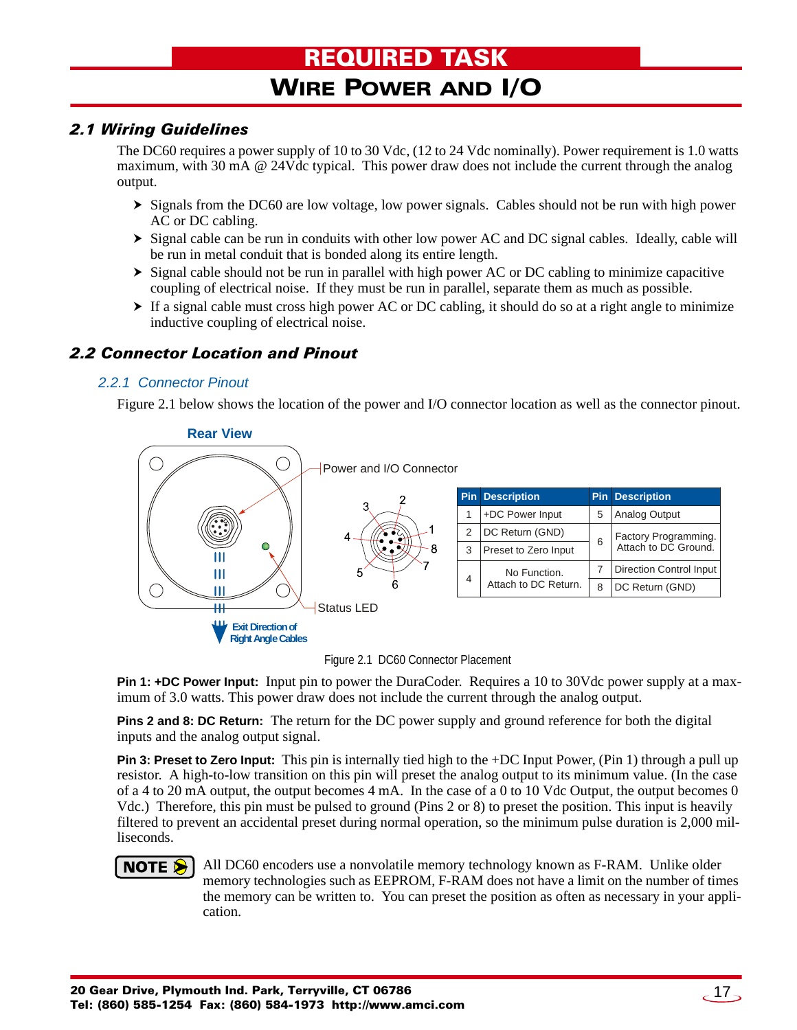# REQUIRED TASK

# WIRE POWER AND I/O

## 2.1 Wiring Guidelines

The DC60 requires a power supply of 10 to 30 Vdc, (12 to 24 Vdc nominally). Power requirement is 1.0 watts maximum, with 30 mA @ 24Vdc typical. This power draw does not include the current through the analog output.

- Signals from the DC60 are low voltage, low power signals. Cables should not be run with high power AC or DC cabling.
- Signal cable can be run in conduits with other low power AC and DC signal cables. Ideally, cable will be run in metal conduit that is bonded along its entire length.
- Signal cable should not be run in parallel with high power AC or DC cabling to minimize capacitive coupling of electrical noise. If they must be run in parallel, separate them as much as possible.
- If a signal cable must cross high power AC or DC cabling, it should do so at a right angle to minimize inductive coupling of electrical noise.

## 2.2 Connector Location and Pinout

### 2.2.1 Connector Pinout

Figure 2.1 below shows the location of the power and I/O connector location as well as the connector pinout.

Rear View

Power and I/O Connector

Status LED

Exit Direction of Right Angle Cables

| Pin | Description | Pin | Description |
|---|---|---|---|
| 1 | +DC Power Input | 5 | Analog Output |
| 2 | DC Return (GND) | 6 | Factory Programming. Attach to DC Ground. |
| 3 | Preset to Zero Input | | |
| 4 | No Function. Attach to DC Return. | 7 | Direction Control Input |
| | | 8 | DC Return (GND) |

Figure 2.1 DC60 Connector Placement

**Pin 1: +DC Power Input:** Input pin to power the DuraCoder. Requires a 10 to 30Vdc power supply at a maximum of 3.0 watts. This power draw does not include the current through the analog output.

**Pins 2 and 8: DC Return:** The return for the DC power supply and ground reference for both the digital inputs and the analog output signal.

**Pin 3: Preset to Zero Input:** This pin is internally tied high to the +DC Input Power, (Pin 1) through a pull up resistor. A high-to-low transition on this pin will preset the analog output to its minimum value. (In the case of a 4 to 20 mA output, the output becomes 4 mA. In the case of a 0 to 10 Vdc Output, the output becomes 0 Vdc.) Therefore, this pin must be pulsed to ground (Pins 2 or 8) to preset the position. This input is heavily filtered to prevent an accidental preset during normal operation, so the minimum pulse duration is 2,000 milliseconds.

**NOTE** All DC60 encoders use a nonvolatile memory technology known as F-RAM. Unlike older memory technologies such as EEPROM, F-RAM does not have a limit on the number of times the memory can be written to. You can preset the position as often as necessary in your application.

20 Gear Drive, Plymouth Ind. Park, Terryville, CT 06786
Tel: (860) 585-1254 Fax: (860) 584-1973 http://www.amci.com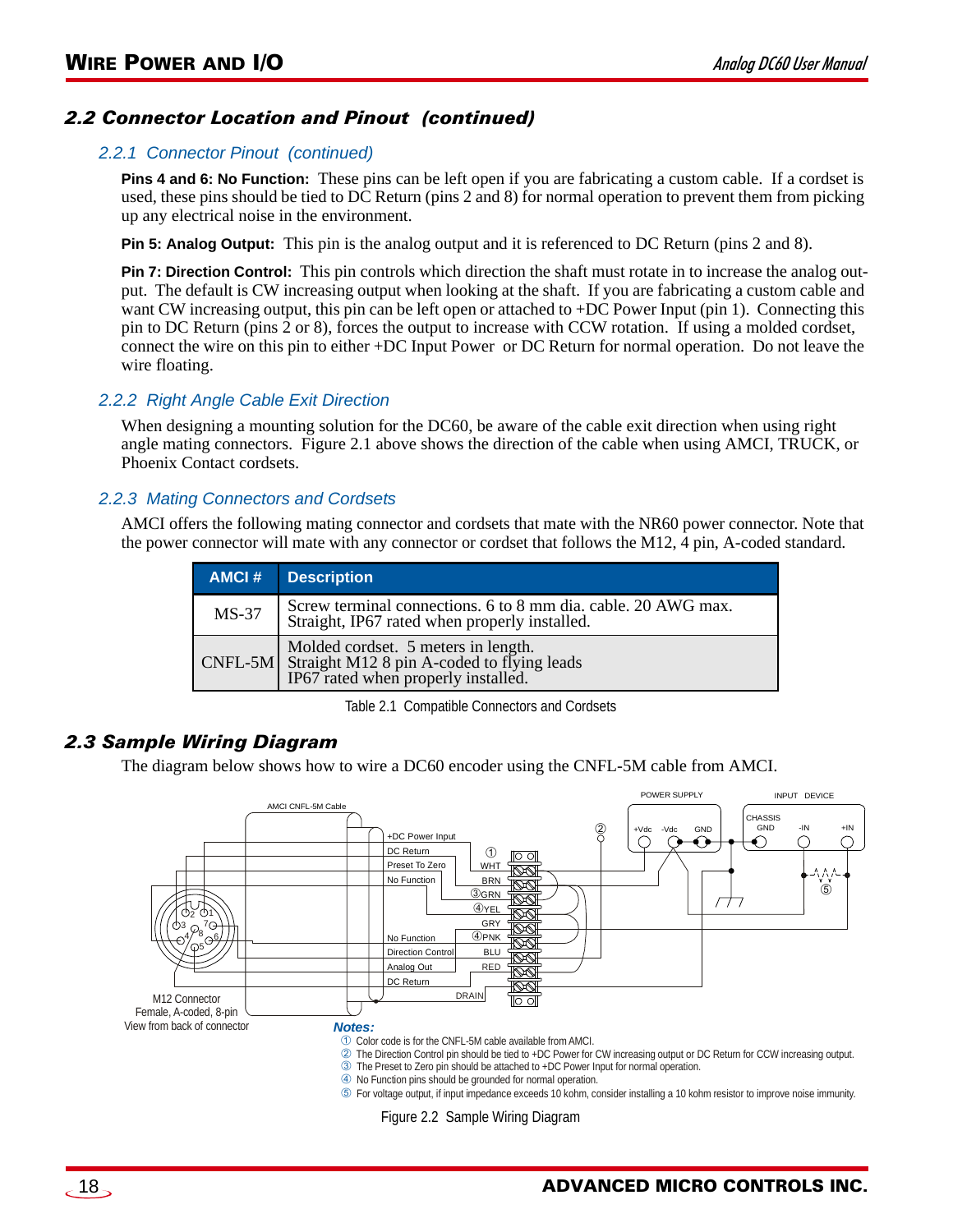## 2.2 Connector Location and Pinout (continued)

### 2.2.1 Connector Pinout (continued)

**Pins 4 and 6: No Function:** These pins can be left open if you are fabricating a custom cable. If a cordset is used, these pins should be tied to DC Return (pins 2 and 8) for normal operation to prevent them from picking up any electrical noise in the environment.

**Pin 5: Analog Output:** This pin is the analog output and it is referenced to DC Return (pins 2 and 8).

**Pin 7: Direction Control:** This pin controls which direction the shaft must rotate in to increase the analog output. The default is CW increasing output when looking at the shaft. If you are fabricating a custom cable and want CW increasing output, this pin can be left open or attached to +DC Power Input (pin 1). Connecting this pin to DC Return (pins 2 or 8), forces the output to increase with CCW rotation. If using a molded cordset, connect the wire on this pin to either +DC Input Power or DC Return for normal operation. Do not leave the wire floating.

### 2.2.2 Right Angle Cable Exit Direction

When designing a mounting solution for the DC60, be aware of the cable exit direction when using right angle mating connectors. Figure 2.1 above shows the direction of the cable when using AMCI, TRUCK, or Phoenix Contact cordsets.

### 2.2.3 Mating Connectors and Cordsets

AMCI offers the following mating connector and cordsets that mate with the NR60 power connector. Note that the power connector will mate with any connector or cordset that follows the M12, 4 pin, A-coded standard.

| AMCI # | Description |
|---|---|
| MS-37 | Screw terminal connections. 6 to 8 mm dia. cable. 20 AWG max. Straight, IP67 rated when properly installed. |
| CNFL-5M | Molded cordset. 5 meters in length. Straight M12 8 pin A-coded to flying leads IP67 rated when properly installed. |

Table 2.1 Compatible Connectors and Cordsets

## 2.3 Sample Wiring Diagram

The diagram below shows how to wire a DC60 encoder using the CNFL-5M cable from AMCI.

AMCI CNFL-5M Cable | POWER SUPPLY: +Vdc, -Vdc, GND | INPUT DEVICE: CHASSIS GND, -IN, +IN

+DC Power Input ①WHT; DC Return BRN; Preset To Zero ③GRN; No Function ④YEL; GRY; No Function ④PNK; Direction Control BLU; Analog Out RED; DC Return; DRAIN

M12 Connector
Female, A-coded, 8-pin
View from back of connector

**Notes:**

① Color code is for the CNFL-5M cable available from AMCI.
② The Direction Control pin should be tied to +DC Power for CW increasing output or DC Return for CCW increasing output.
③ The Preset to Zero pin should be attached to +DC Power Input for normal operation.
④ No Function pins should be grounded for normal operation.
⑤ For voltage output, if input impedance exceeds 10 kohm, consider installing a 10 kohm resistor to improve noise immunity.

Figure 2.2 Sample Wiring Diagram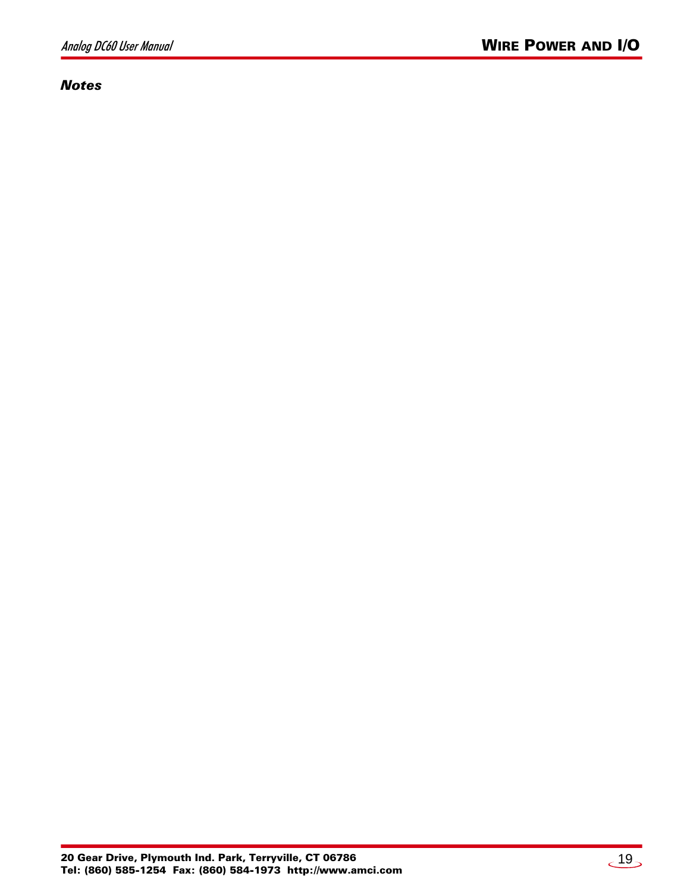### *Notes*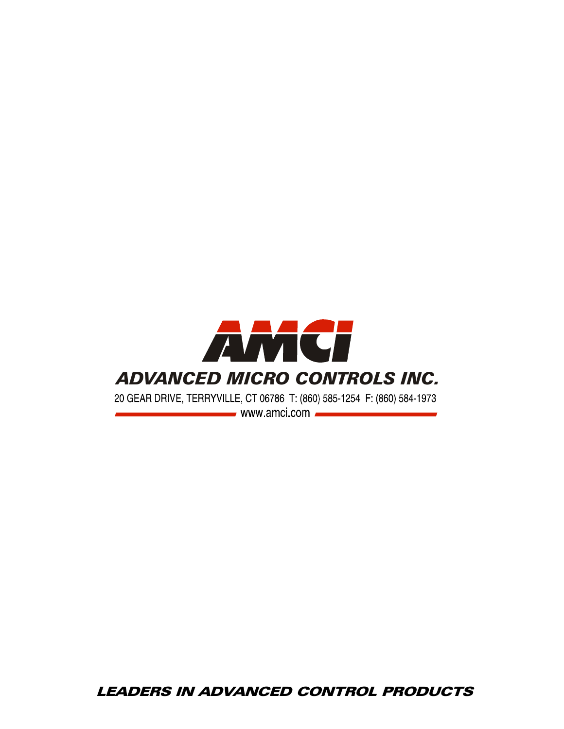AMCI

**ADVANCED MICRO CONTROLS INC.**

20 GEAR DRIVE, TERRYVILLE, CT 06786 T: (860) 585-1254 F: (860) 584-1973

www.amci.com

***LEADERS IN ADVANCED CONTROL PRODUCTS***